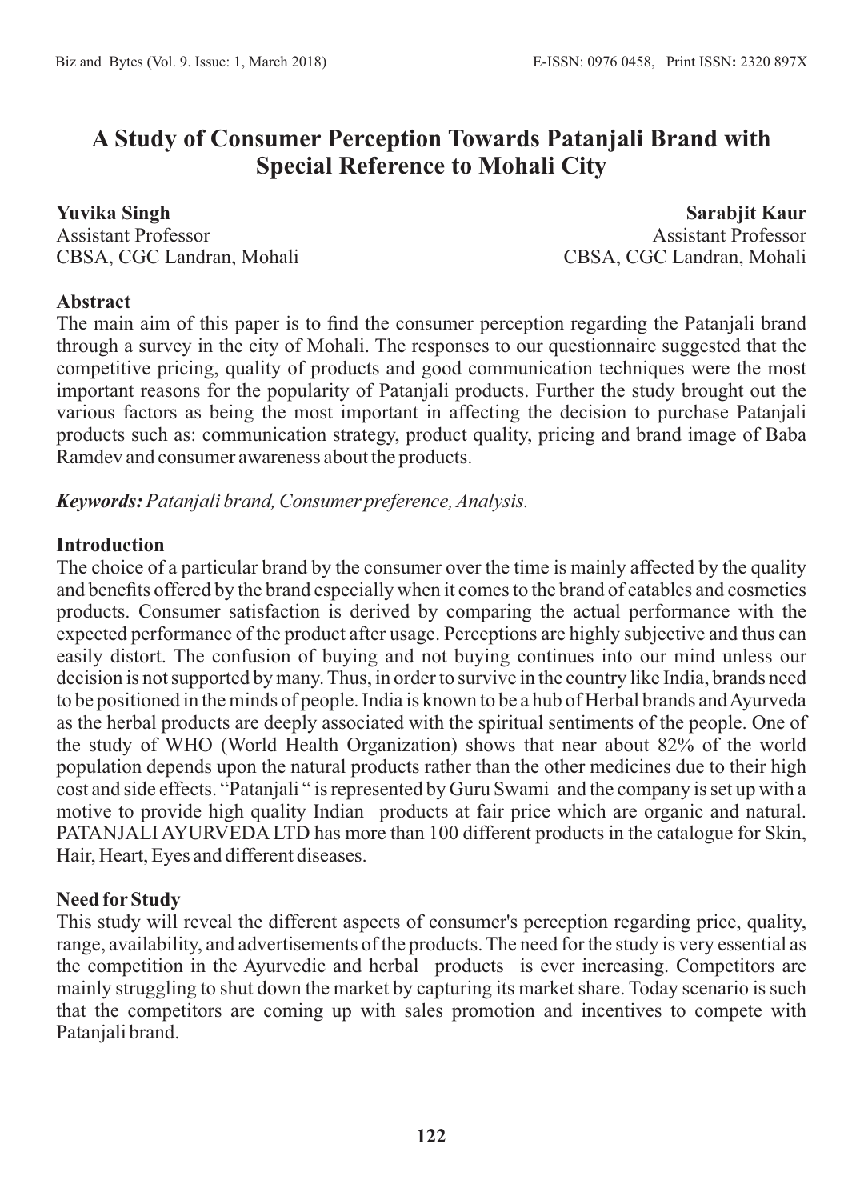# A Study of Consumer Perception Towards Patanjali Brand with Special Reference to Mohali City

**Yuvika Singh**
Assistant Professor
CBSA, CGC Landran, Mohali

**Sarabjit Kaur**
Assistant Professor
CBSA, CGC Landran, Mohali

## Abstract

The main aim of this paper is to find the consumer perception regarding the Patanjali brand through a survey in the city of Mohali. The responses to our questionnaire suggested that the competitive pricing, quality of products and good communication techniques were the most important reasons for the popularity of Patanjali products. Further the study brought out the various factors as being the most important in affecting the decision to purchase Patanjali products such as: communication strategy, product quality, pricing and brand image of Baba Ramdev and consumer awareness about the products.

***Keywords:*** *Patanjali brand, Consumer preference, Analysis.*

## Introduction

The choice of a particular brand by the consumer over the time is mainly affected by the quality and benefits offered by the brand especially when it comes to the brand of eatables and cosmetics products. Consumer satisfaction is derived by comparing the actual performance with the expected performance of the product after usage. Perceptions are highly subjective and thus can easily distort. The confusion of buying and not buying continues into our mind unless our decision is not supported by many. Thus, in order to survive in the country like India, brands need to be positioned in the minds of people. India is known to be a hub of Herbal brands and Ayurveda as the herbal products are deeply associated with the spiritual sentiments of the people. One of the study of WHO (World Health Organization) shows that near about 82% of the world population depends upon the natural products rather than the other medicines due to their high cost and side effects. "Patanjali " is represented by Guru Swami and the company is set up with a motive to provide high quality Indian products at fair price which are organic and natural. PATANJALI AYURVEDA LTD has more than 100 different products in the catalogue for Skin, Hair, Heart, Eyes and different diseases.

## Need for Study

This study will reveal the different aspects of consumer's perception regarding price, quality, range, availability, and advertisements of the products. The need for the study is very essential as the competition in the Ayurvedic and herbal products is ever increasing. Competitors are mainly struggling to shut down the market by capturing its market share. Today scenario is such that the competitors are coming up with sales promotion and incentives to compete with Patanjali brand.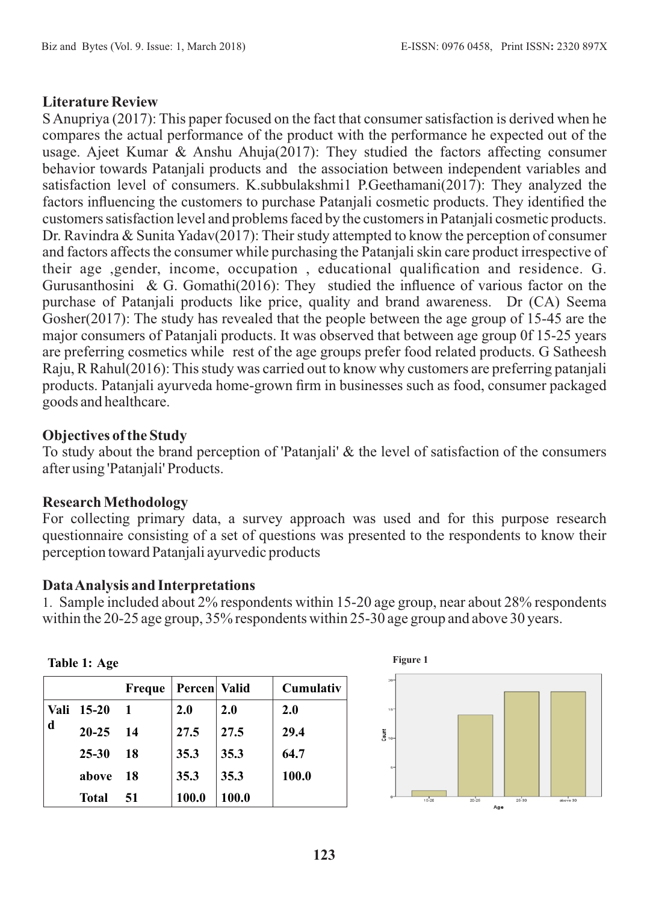## Literature Review

S Anupriya (2017): This paper focused on the fact that consumer satisfaction is derived when he compares the actual performance of the product with the performance he expected out of the usage. Ajeet Kumar & Anshu Ahuja(2017): They studied the factors affecting consumer behavior towards Patanjali products and the association between independent variables and satisfaction level of consumers. K.subbulakshmi1 P.Geethamani(2017): They analyzed the factors influencing the customers to purchase Patanjali cosmetic products. They identified the customers satisfaction level and problems faced by the customers in Patanjali cosmetic products. Dr. Ravindra & Sunita Yadav(2017): Their study attempted to know the perception of consumer and factors affects the consumer while purchasing the Patanjali skin care product irrespective of their age ,gender, income, occupation , educational qualification and residence. G. Gurusanthosini & G. Gomathi(2016): They studied the influence of various factor on the purchase of Patanjali products like price, quality and brand awareness. Dr (CA) Seema Gosher(2017): The study has revealed that the people between the age group of 15-45 are the major consumers of Patanjali products. It was observed that between age group 0f 15-25 years are preferring cosmetics while rest of the age groups prefer food related products. G Satheesh Raju, R Rahul(2016): This study was carried out to know why customers are preferring patanjali products. Patanjali ayurveda home-grown firm in businesses such as food, consumer packaged goods and healthcare.

## Objectives of the Study

To study about the brand perception of 'Patanjali' & the level of satisfaction of the consumers after using 'Patanjali' Products.

## Research Methodology

For collecting primary data, a survey approach was used and for this purpose research questionnaire consisting of a set of questions was presented to the respondents to know their perception toward Patanjali ayurvedic products

## Data Analysis and Interpretations

1. Sample included about 2% respondents within 15-20 age group, near about 28% respondents within the 20-25 age group, 35% respondents within 25-30 age group and above 30 years.

**Table 1: Age**

| | | Freque | Percen | Valid | Cumulativ |
|---|---|---|---|---|---|
| Valid | 15-20 | 1 | 2.0 | 2.0 | 2.0 |
| | 20-25 | 14 | 27.5 | 27.5 | 29.4 |
| | 25-30 | 18 | 35.3 | 35.3 | 64.7 |
| | above | 18 | 35.3 | 35.3 | 100.0 |
| | Total | 51 | 100.0 | 100.0 | |

**Figure 1**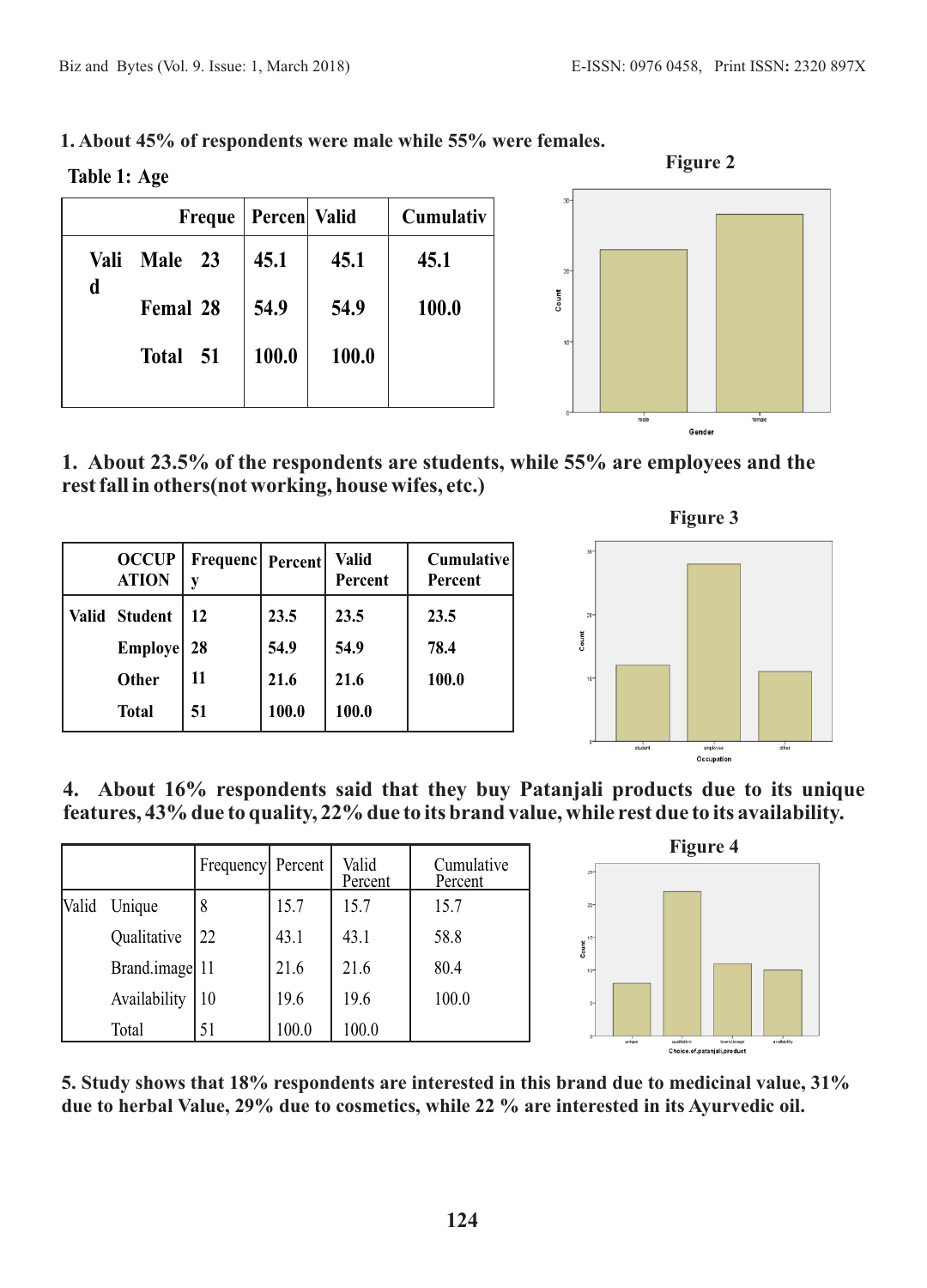**1. About 45% of respondents were male while 55% were females.**

**Table 1: Age**

| | | Freque | Percen | Valid | Cumulativ |
|---|---|---|---|---|---|
| Valid | Male | 23 | 45.1 | 45.1 | 45.1 |
| | Femal | 28 | 54.9 | 54.9 | 100.0 |
| | Total | 51 | 100.0 | 100.0 | |

**Figure 2**

**1. About 23.5% of the respondents are students, while 55% are employees and the rest fall in others(not working, house wifes, etc.)**

**Figure 3**

| | OCCUPATION | Frequency | Percent | Valid Percent | Cumulative Percent |
|---|---|---|---|---|---|
| Valid | Student | 12 | 23.5 | 23.5 | 23.5 |
| | Employe | 28 | 54.9 | 54.9 | 78.4 |
| | Other | 11 | 21.6 | 21.6 | 100.0 |
| | Total | 51 | 100.0 | 100.0 | |

**4. About 16% respondents said that they buy Patanjali products due to its unique features, 43% due to quality, 22% due to its brand value, while rest due to its availability.**

**Figure 4**

| | | Frequency | Percent | Valid Percent | Cumulative Percent |
|---|---|---|---|---|---|
| Valid | Unique | 8 | 15.7 | 15.7 | 15.7 |
| | Qualitative | 22 | 43.1 | 43.1 | 58.8 |
| | Brand.image | 11 | 21.6 | 21.6 | 80.4 |
| | Availability | 10 | 19.6 | 19.6 | 100.0 |
| | Total | 51 | 100.0 | 100.0 | |

**5. Study shows that 18% respondents are interested in this brand due to medicinal value, 31% due to herbal Value, 29% due to cosmetics, while 22 % are interested in its Ayurvedic oil.**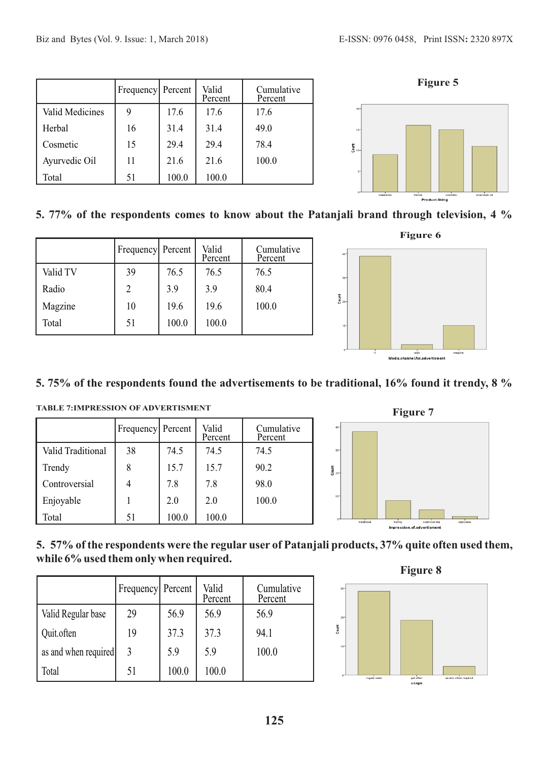| | Frequency | Percent | Valid Percent | Cumulative Percent |
|---|---|---|---|---|
| Valid Medicines | 9 | 17.6 | 17.6 | 17.6 |
| Herbal | 16 | 31.4 | 31.4 | 49.0 |
| Cosmetic | 15 | 29.4 | 29.4 | 78.4 |
| Ayurvedic Oil | 11 | 21.6 | 21.6 | 100.0 |
| Total | 51 | 100.0 | 100.0 | |

**Figure 5**

**5. 77% of the respondents comes to know about the Patanjali brand through television, 4 %**

| | Frequency | Percent | Valid Percent | Cumulative Percent |
|---|---|---|---|---|
| Valid TV | 39 | 76.5 | 76.5 | 76.5 |
| Radio | 2 | 3.9 | 3.9 | 80.4 |
| Magzine | 10 | 19.6 | 19.6 | 100.0 |
| Total | 51 | 100.0 | 100.0 | |

**Figure 6**

**5. 75% of the respondents found the advertisements to be traditional, 16% found it trendy, 8 %**

**TABLE 7:IMPRESSION OF ADVERTISMENT**

| | Frequency | Percent | Valid Percent | Cumulative Percent |
|---|---|---|---|---|
| Valid Traditional | 38 | 74.5 | 74.5 | 74.5 |
| Trendy | 8 | 15.7 | 15.7 | 90.2 |
| Controversial | 4 | 7.8 | 7.8 | 98.0 |
| Enjoyable | 1 | 2.0 | 2.0 | 100.0 |
| Total | 51 | 100.0 | 100.0 | |

**Figure 7**

**5. 57% of the respondents were the regular user of Patanjali products, 37% quite often used them, while 6% used them only when required.**

| | Frequency | Percent | Valid Percent | Cumulative Percent |
|---|---|---|---|---|
| Valid Regular base | 29 | 56.9 | 56.9 | 56.9 |
| Quit.often | 19 | 37.3 | 37.3 | 94.1 |
| as and when required | 3 | 5.9 | 5.9 | 100.0 |
| Total | 51 | 100.0 | 100.0 | |

**Figure 8**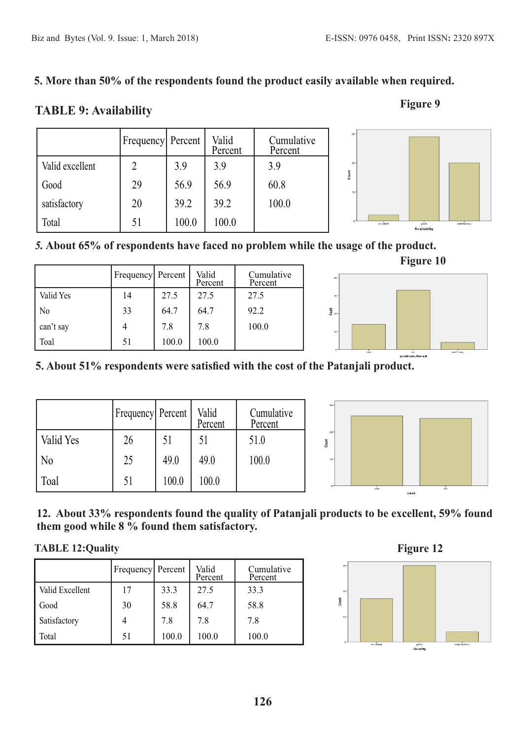**5. More than 50% of the respondents found the product easily available when required.**

**TABLE 9: Availability**

**Figure 9**

| | Frequency | Percent | Valid Percent | Cumulative Percent |
|---|---|---|---|---|
| Valid excellent | 2 | 3.9 | 3.9 | 3.9 |
| Good | 29 | 56.9 | 56.9 | 60.8 |
| satisfactory | 20 | 39.2 | 39.2 | 100.0 |
| Total | 51 | 100.0 | 100.0 | |

***5.*** **About 65% of respondents have faced no problem while the usage of the product.**

**Figure 10**

| | Frequency | Percent | Valid Percent | Cumulative Percent |
|---|---|---|---|---|
| Valid Yes | 14 | 27.5 | 27.5 | 27.5 |
| No | 33 | 64.7 | 64.7 | 92.2 |
| can't say | 4 | 7.8 | 7.8 | 100.0 |
| Toal | 51 | 100.0 | 100.0 | |

**5. About 51% respondents were satisfied with the cost of the Patanjali product.**

| | Frequency | Percent | Valid Percent | Cumulative Percent |
|---|---|---|---|---|
| Valid Yes | 26 | 51 | 51 | 51.0 |
| No | 25 | 49.0 | 49.0 | 100.0 |
| Toal | 51 | 100.0 | 100.0 | |

**12. About 33% respondents found the quality of Patanjali products to be excellent, 59% found them good while 8 % found them satisfactory.**

**TABLE 12:Quality**

**Figure 12**

| | Frequency | Percent | Valid Percent | Cumulative Percent |
|---|---|---|---|---|
| Valid Excellent | 17 | 33.3 | 27.5 | 33.3 |
| Good | 30 | 58.8 | 64.7 | 58.8 |
| Satisfactory | 4 | 7.8 | 7.8 | 7.8 |
| Total | 51 | 100.0 | 100.0 | 100.0 |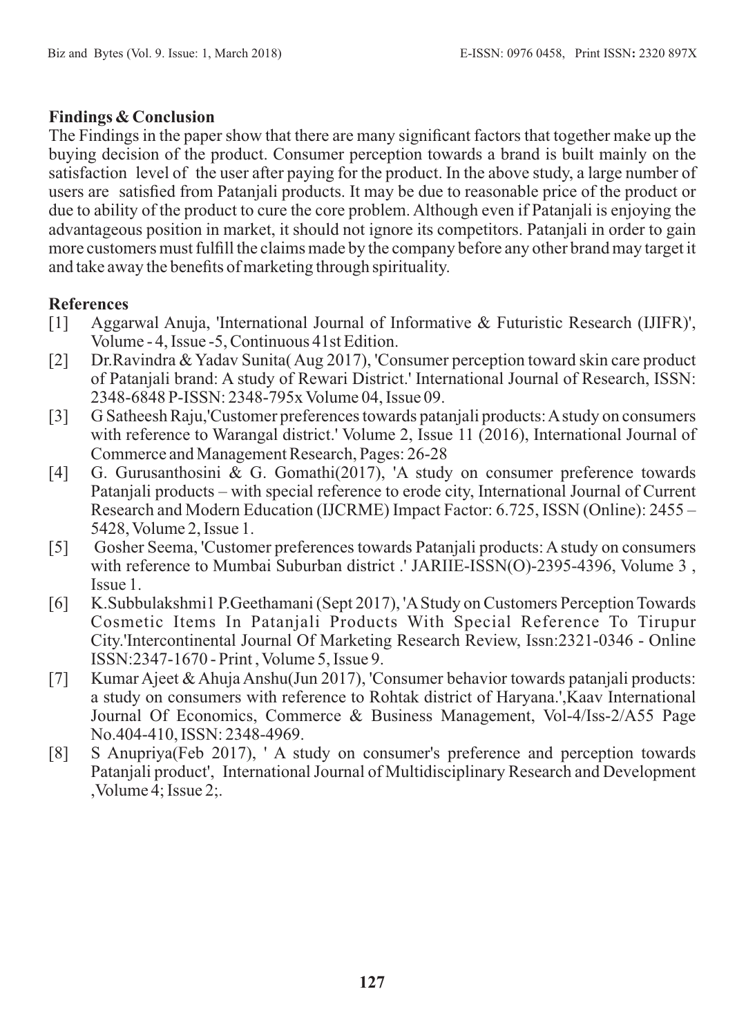## Findings & Conclusion

The Findings in the paper show that there are many significant factors that together make up the buying decision of the product. Consumer perception towards a brand is built mainly on the satisfaction level of the user after paying for the product. In the above study, a large number of users are satisfied from Patanjali products. It may be due to reasonable price of the product or due to ability of the product to cure the core problem. Although even if Patanjali is enjoying the advantageous position in market, it should not ignore its competitors. Patanjali in order to gain more customers must fulfill the claims made by the company before any other brand may target it and take away the benefits of marketing through spirituality.

## References

[1] Aggarwal Anuja, 'International Journal of Informative & Futuristic Research (IJIFR)', Volume - 4, Issue -5, Continuous 41st Edition.

[2] Dr.Ravindra & Yadav Sunita( Aug 2017), 'Consumer perception toward skin care product of Patanjali brand: A study of Rewari District.' International Journal of Research, ISSN: 2348-6848 P-ISSN: 2348-795x Volume 04, Issue 09.

[3] G Satheesh Raju,'Customer preferences towards patanjali products: A study on consumers with reference to Warangal district.' Volume 2, Issue 11 (2016), International Journal of Commerce and Management Research, Pages: 26-28

[4] G. Gurusanthosini & G. Gomathi(2017), 'A study on consumer preference towards Patanjali products – with special reference to erode city, International Journal of Current Research and Modern Education (IJCRME) Impact Factor: 6.725, ISSN (Online): 2455 – 5428, Volume 2, Issue 1.

[5] Gosher Seema, 'Customer preferences towards Patanjali products: A study on consumers with reference to Mumbai Suburban district .' JARIIE-ISSN(O)-2395-4396, Volume 3 , Issue 1.

[6] K.Subbulakshmi1 P.Geethamani (Sept 2017), 'A Study on Customers Perception Towards Cosmetic Items In Patanjali Products With Special Reference To Tirupur City.'Intercontinental Journal Of Marketing Research Review, Issn:2321-0346 - Online ISSN:2347-1670 - Print , Volume 5, Issue 9.

[7] Kumar Ajeet & Ahuja Anshu(Jun 2017), 'Consumer behavior towards patanjali products: a study on consumers with reference to Rohtak district of Haryana.',Kaav International Journal Of Economics, Commerce & Business Management, Vol-4/Iss-2/A55 Page No.404-410, ISSN: 2348-4969.

[8] S Anupriya(Feb 2017), ' A study on consumer's preference and perception towards Patanjali product', International Journal of Multidisciplinary Research and Development ,Volume 4; Issue 2;.